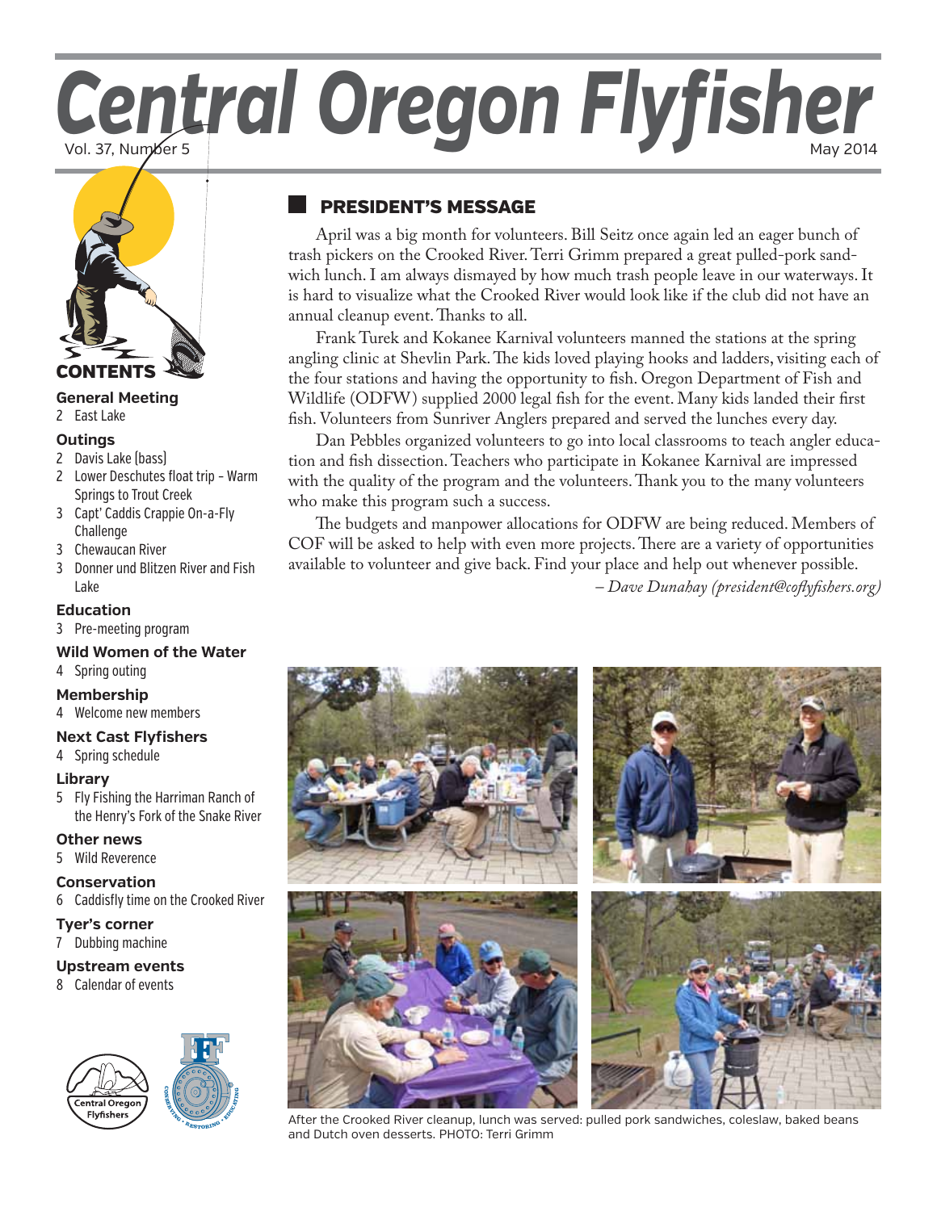# Central Oregon Flyfisher

Vol. 37, Number 5

May 2014

## CONTENTS

**General Meeting**
- 2 East Lake

**Outings**
- 2 Davis Lake (bass)
- 2 Lower Deschutes float trip - Warm Springs to Trout Creek
- 3 Capt' Caddis Crappie On-a-Fly Challenge
- 3 Chewaucan River
- 3 Donner und Blitzen River and Fish Lake

**Education**
- 3 Pre-meeting program

**Wild Women of the Water**
- 4 Spring outing

**Membership**
- 4 Welcome new members

**Next Cast Flyfishers**
- 4 Spring schedule

**Library**
- 5 Fly Fishing the Harriman Ranch of the Henry's Fork of the Snake River

**Other news**
- 5 Wild Reverence

**Conservation**
- 6 Caddisfly time on the Crooked River

**Tyer's corner**
- 7 Dubbing machine

**Upstream events**
- 8 Calendar of events

## PRESIDENT'S MESSAGE

April was a big month for volunteers. Bill Seitz once again led an eager bunch of trash pickers on the Crooked River. Terri Grimm prepared a great pulled-pork sandwich lunch. I am always dismayed by how much trash people leave in our waterways. It is hard to visualize what the Crooked River would look like if the club did not have an annual cleanup event. Thanks to all.

Frank Turek and Kokanee Karnival volunteers manned the stations at the spring angling clinic at Shevlin Park. The kids loved playing hooks and ladders, visiting each of the four stations and having the opportunity to fish. Oregon Department of Fish and Wildlife (ODFW) supplied 2000 legal fish for the event. Many kids landed their first fish. Volunteers from Sunriver Anglers prepared and served the lunches every day.

Dan Pebbles organized volunteers to go into local classrooms to teach angler education and fish dissection. Teachers who participate in Kokanee Karnival are impressed with the quality of the program and the volunteers. Thank you to the many volunteers who make this program such a success.

The budgets and manpower allocations for ODFW are being reduced. Members of COF will be asked to help with even more projects. There are a variety of opportunities available to volunteer and give back. Find your place and help out whenever possible.

*– Dave Dunahay (president@coflyfishers.org)*

After the Crooked River cleanup, lunch was served: pulled pork sandwiches, coleslaw, baked beans and Dutch oven desserts. PHOTO: Terri Grimm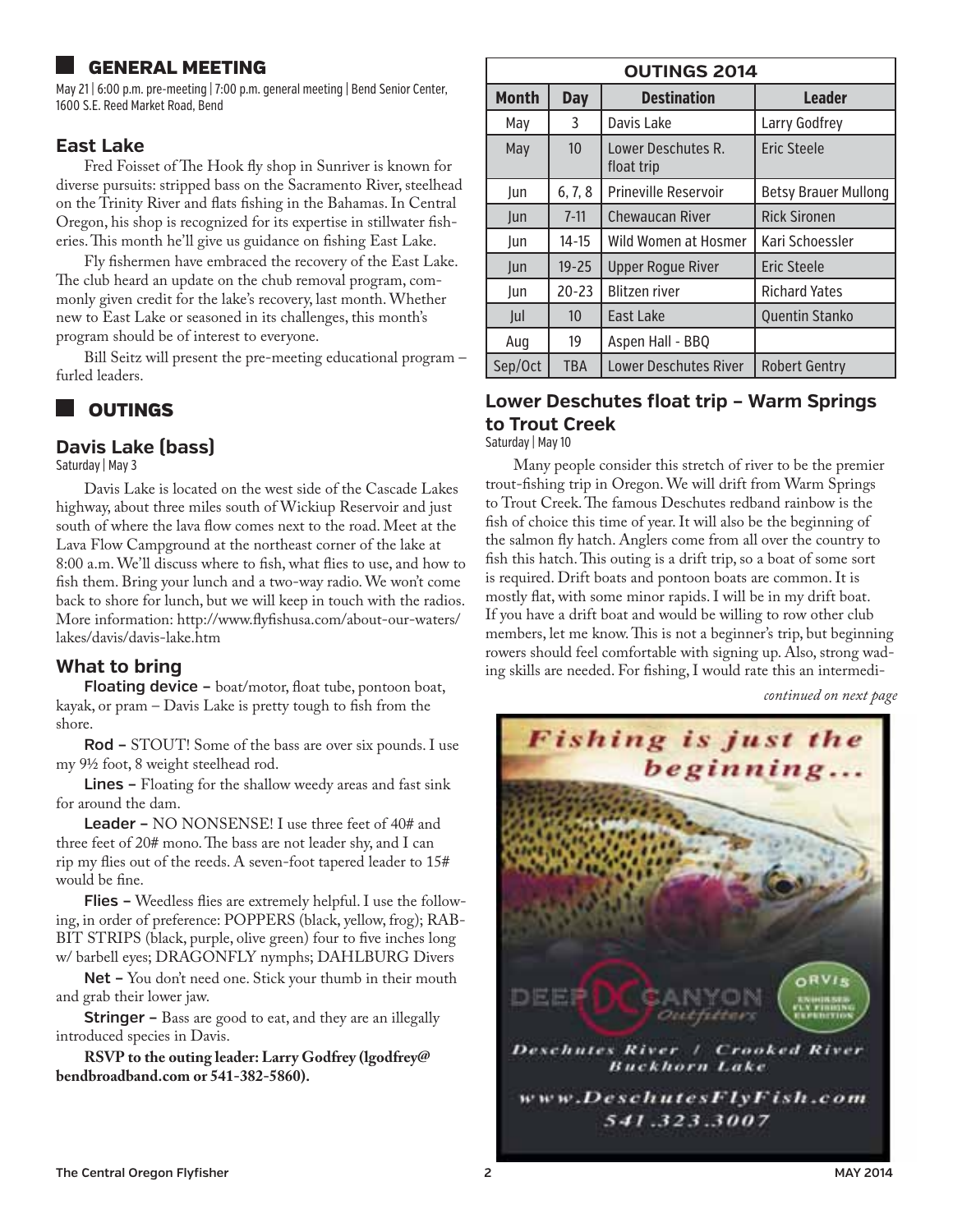## GENERAL MEETING

May 21 | 6:00 p.m. pre-meeting | 7:00 p.m. general meeting | Bend Senior Center, 1600 S.E. Reed Market Road, Bend

### East Lake

Fred Foisset of The Hook fly shop in Sunriver is known for diverse pursuits: stripped bass on the Sacramento River, steelhead on the Trinity River and flats fishing in the Bahamas. In Central Oregon, his shop is recognized for its expertise in stillwater fisheries. This month he'll give us guidance on fishing East Lake.

Fly fishermen have embraced the recovery of the East Lake. The club heard an update on the chub removal program, commonly given credit for the lake's recovery, last month. Whether new to East Lake or seasoned in its challenges, this month's program should be of interest to everyone.

Bill Seitz will present the pre-meeting educational program – furled leaders.

## OUTINGS

### Davis Lake (bass)

Saturday | May 3

Davis Lake is located on the west side of the Cascade Lakes highway, about three miles south of Wickiup Reservoir and just south of where the lava flow comes next to the road. Meet at the Lava Flow Campground at the northeast corner of the lake at 8:00 a.m. We'll discuss where to fish, what flies to use, and how to fish them. Bring your lunch and a two-way radio. We won't come back to shore for lunch, but we will keep in touch with the radios. More information: http://www.flyfishusa.com/about-our-waters/lakes/davis/davis-lake.htm

### What to bring

**Floating device –** boat/motor, float tube, pontoon boat, kayak, or pram – Davis Lake is pretty tough to fish from the shore.

**Rod –** STOUT! Some of the bass are over six pounds. I use my 9½ foot, 8 weight steelhead rod.

**Lines –** Floating for the shallow weedy areas and fast sink for around the dam.

**Leader –** NO NONSENSE! I use three feet of 40# and three feet of 20# mono. The bass are not leader shy, and I can rip my flies out of the reeds. A seven-foot tapered leader to 15# would be fine.

**Flies –** Weedless flies are extremely helpful. I use the following, in order of preference: POPPERS (black, yellow, frog); RABBIT STRIPS (black, purple, olive green) four to five inches long w/ barbell eyes; DRAGONFLY nymphs; DAHLBURG Divers

**Net –** You don't need one. Stick your thumb in their mouth and grab their lower jaw.

**Stringer –** Bass are good to eat, and they are an illegally introduced species in Davis.

**RSVP to the outing leader: Larry Godfrey (lgodfrey@bendbroadband.com or 541-382-5860).**

| OUTINGS 2014 | | | |
|---|---|---|---|
| **Month** | **Day** | **Destination** | **Leader** |
| May | 3 | Davis Lake | Larry Godfrey |
| May | 10 | Lower Deschutes R. float trip | Eric Steele |
| Jun | 6, 7, 8 | Prineville Reservoir | Betsy Brauer Mullong |
| Jun | 7-11 | Chewaucan River | Rick Sironen |
| Jun | 14-15 | Wild Women at Hosmer | Kari Schoessler |
| Jun | 19-25 | Upper Rogue River | Eric Steele |
| Jun | 20-23 | Blitzen river | Richard Yates |
| Jul | 10 | East Lake | Quentin Stanko |
| Aug | 19 | Aspen Hall - BBQ | |
| Sep/Oct | TBA | Lower Deschutes River | Robert Gentry |

### Lower Deschutes float trip – Warm Springs to Trout Creek

Saturday | May 10

Many people consider this stretch of river to be the premier trout-fishing trip in Oregon. We will drift from Warm Springs to Trout Creek. The famous Deschutes redband rainbow is the fish of choice this time of year. It will also be the beginning of the salmon fly hatch. Anglers come from all over the country to fish this hatch. This outing is a drift trip, so a boat of some sort is required. Drift boats and pontoon boats are common. It is mostly flat, with some minor rapids. I will be in my drift boat. If you have a drift boat and would be willing to row other club members, let me know. This is not a beginner's trip, but beginning rowers should feel comfortable with signing up. Also, strong wading skills are needed. For fishing, I would rate this an intermedi-

*continued on next page*

Fishing is just the beginning...

DEEP CANYON Outfitters

ORVIS ENDORSED FLY FISHING EXPEDITION

Deschutes River / Crooked River
Buckhorn Lake

www.DeschutesFlyFish.com
541.323.3007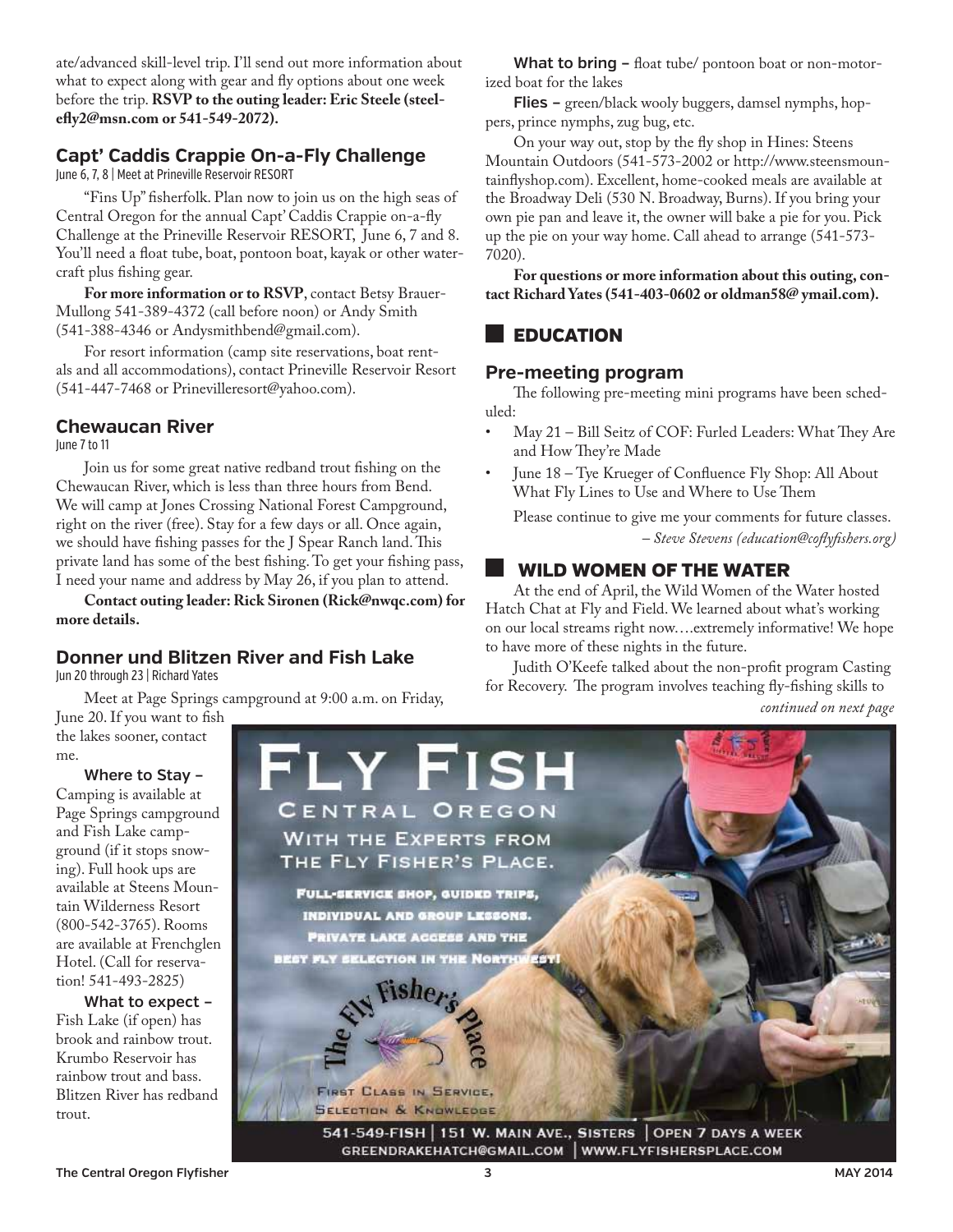ate/advanced skill-level trip. I'll send out more information about what to expect along with gear and fly options about one week before the trip. **RSVP to the outing leader: Eric Steele (steelefly2@msn.com or 541-549-2072).**

### Capt' Caddis Crappie On-a-Fly Challenge

June 6, 7, 8 | Meet at Prineville Reservoir RESORT

"Fins Up" fisherfolk. Plan now to join us on the high seas of Central Oregon for the annual Capt' Caddis Crappie on-a-fly Challenge at the Prineville Reservoir RESORT, June 6, 7 and 8. You'll need a float tube, boat, pontoon boat, kayak or other watercraft plus fishing gear.

**For more information or to RSVP**, contact Betsy Brauer-Mullong 541-389-4372 (call before noon) or Andy Smith (541-388-4346 or Andysmithbend@gmail.com).

For resort information (camp site reservations, boat rentals and all accommodations), contact Prineville Reservoir Resort (541-447-7468 or Prinevilleresort@yahoo.com).

### Chewaucan River

June 7 to 11

Join us for some great native redband trout fishing on the Chewaucan River, which is less than three hours from Bend. We will camp at Jones Crossing National Forest Campground, right on the river (free). Stay for a few days or all. Once again, we should have fishing passes for the J Spear Ranch land. This private land has some of the best fishing. To get your fishing pass, I need your name and address by May 26, if you plan to attend.

**Contact outing leader: Rick Sironen (Rick@nwqc.com) for more details.**

### Donner und Blitzen River and Fish Lake

Jun 20 through 23 | Richard Yates

Meet at Page Springs campground at 9:00 a.m. on Friday, June 20. If you want to fish the lakes sooner, contact me.

**Where to Stay –** Camping is available at Page Springs campground and Fish Lake campground (if it stops snowing). Full hook ups are available at Steens Mountain Wilderness Resort (800-542-3765). Rooms are available at Frenchglen Hotel. (Call for reservation! 541-493-2825)

**What to expect –** Fish Lake (if open) has brook and rainbow trout. Krumbo Reservoir has rainbow trout and bass. Blitzen River has redband trout.

**What to bring –** float tube/ pontoon boat or non-motorized boat for the lakes

**Flies –** green/black wooly buggers, damsel nymphs, hoppers, prince nymphs, zug bug, etc.

On your way out, stop by the fly shop in Hines: Steens Mountain Outdoors (541-573-2002 or http://www.steensmountainflyshop.com). Excellent, home-cooked meals are available at the Broadway Deli (530 N. Broadway, Burns). If you bring your own pie pan and leave it, the owner will bake a pie for you. Pick up the pie on your way home. Call ahead to arrange (541-573-7020).

**For questions or more information about this outing, contact Richard Yates (541-403-0602 or oldman58@ ymail.com).**

## EDUCATION

### Pre-meeting program

The following pre-meeting mini programs have been scheduled:

- May 21 – Bill Seitz of COF: Furled Leaders: What They Are and How They're Made
- June 18 – Tye Krueger of Confluence Fly Shop: All About What Fly Lines to Use and Where to Use Them

Please continue to give me your comments for future classes.

*– Steve Stevens (education@coflyfishers.org)*

## WILD WOMEN OF THE WATER

At the end of April, the Wild Women of the Water hosted Hatch Chat at Fly and Field. We learned about what's working on our local streams right now….extremely informative! We hope to have more of these nights in the future.

Judith O'Keefe talked about the non-profit program Casting for Recovery. The program involves teaching fly-fishing skills to

*continued on next page*

FLY FISH CENTRAL OREGON WITH THE EXPERTS FROM THE FLY FISHER'S PLACE.

FULL-SERVICE SHOP, GUIDED TRIPS, INDIVIDUAL AND GROUP LESSONS. PRIVATE LAKE ACCESS AND THE BEST FLY SELECTION IN THE NORTHWEST!

The Fly Fisher's Place

FIRST CLASS IN SERVICE, SELECTION & KNOWLEDGE

541-549-FISH | 151 W. MAIN AVE., SISTERS | OPEN 7 DAYS A WEEK
GREENDRAKEHATCH@GMAIL.COM | WWW.FLYFISHERSPLACE.COM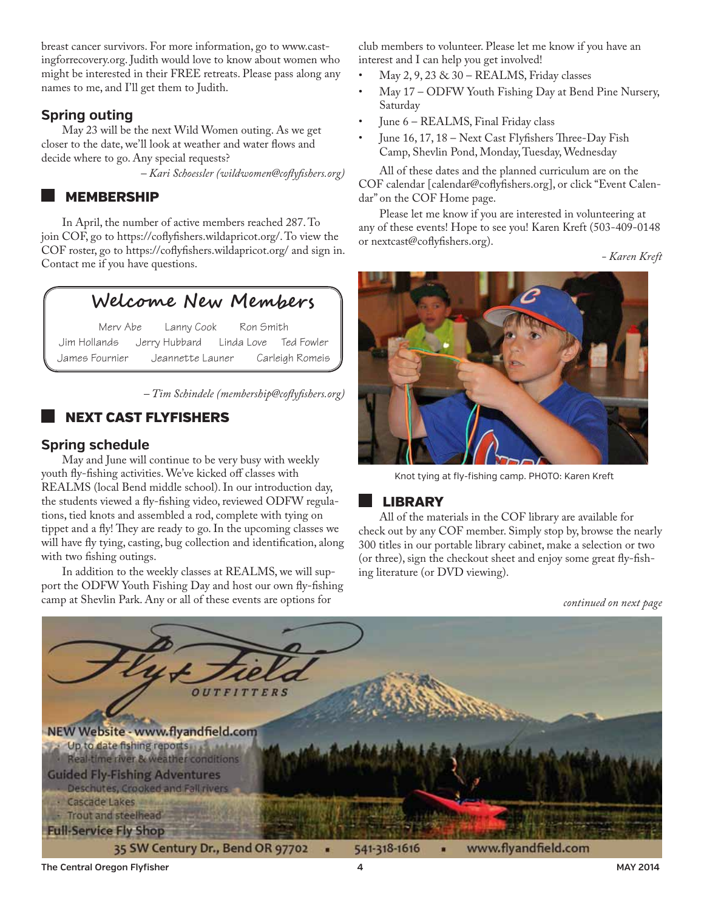breast cancer survivors. For more information, go to www.castingforrecovery.org. Judith would love to know about women who might be interested in their FREE retreats. Please pass along any names to me, and I'll get them to Judith.

### Spring outing

May 23 will be the next Wild Women outing. As we get closer to the date, we'll look at weather and water flows and decide where to go. Any special requests?

*– Kari Schoessler (wildwomen@coflyfishers.org)*

## MEMBERSHIP

In April, the number of active members reached 287. To join COF, go to https://coflyfishers.wildapricot.org/. To view the COF roster, go to https://coflyfishers.wildapricot.org/ and sign in. Contact me if you have questions.

### Welcome New Members

Merv Abe, Lanny Cook, Ron Smith, Jim Hollands, Jerry Hubbard, Linda Love, Ted Fowler, James Fournier, Jeannette Launer, Carleigh Romeis

*– Tim Schindele (membership@coflyfishers.org)*

## NEXT CAST FLYFISHERS

### Spring schedule

May and June will continue to be very busy with weekly youth fly-fishing activities. We've kicked off classes with REALMS (local Bend middle school). In our introduction day, the students viewed a fly-fishing video, reviewed ODFW regulations, tied knots and assembled a rod, complete with tying on tippet and a fly! They are ready to go. In the upcoming classes we will have fly tying, casting, bug collection and identification, along with two fishing outings.

In addition to the weekly classes at REALMS, we will support the ODFW Youth Fishing Day and host our own fly-fishing camp at Shevlin Park. Any or all of these events are options for club members to volunteer. Please let me know if you have an interest and I can help you get involved!

- May 2, 9, 23 & 30 – REALMS, Friday classes
- May 17 – ODFW Youth Fishing Day at Bend Pine Nursery, Saturday
- June 6 – REALMS, Final Friday class
- June 16, 17, 18 – Next Cast Flyfishers Three-Day Fish Camp, Shevlin Pond, Monday, Tuesday, Wednesday

All of these dates and the planned curriculum are on the COF calendar [calendar@coflyfishers.org], or click "Event Calendar" on the COF Home page.

Please let me know if you are interested in volunteering at any of these events! Hope to see you! Karen Kreft (503-409-0148 or nextcast@coflyfishers.org).

*- Karen Kreft*

Knot tying at fly-fishing camp. PHOTO: Karen Kreft

## LIBRARY

All of the materials in the COF library are available for check out by any COF member. Simply stop by, browse the nearly 300 titles in our portable library cabinet, make a selection or two (or three), sign the checkout sheet and enjoy some great fly-fishing literature (or DVD viewing).

*continued on next page*

**Fly & Field OUTFITTERS**

NEW Website - www.flyandfield.com
- Up to date fishing reports
- Real-time river & weather conditions

Guided Fly-Fishing Adventures
- Deschutes, Crooked and Fall rivers
- Cascade Lakes
- Trout and steelhead

Full-Service Fly Shop

35 SW Century Dr., Bend OR 97702 ▪ 541-318-1616 ▪ www.flyandfield.com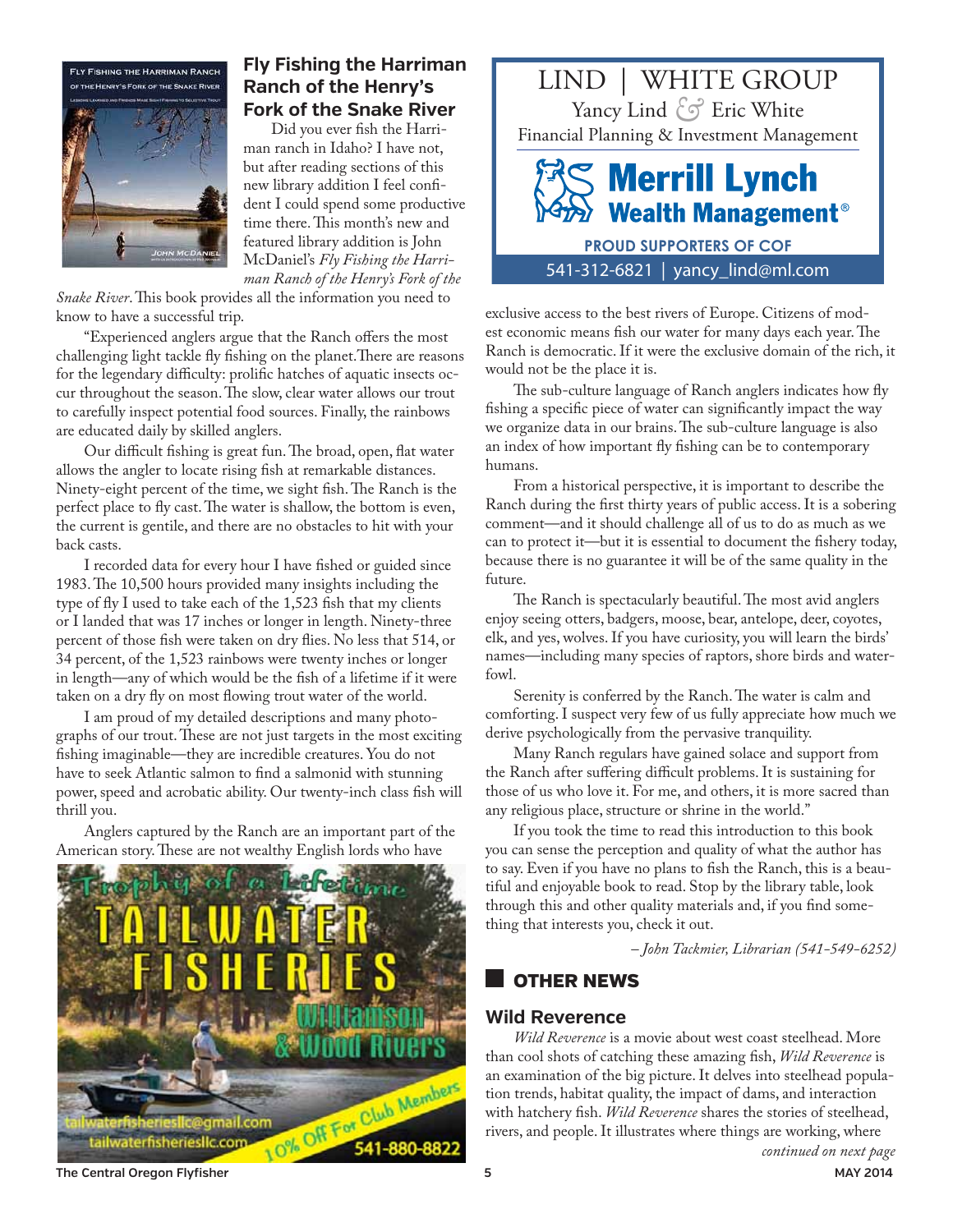## Fly Fishing the Harriman Ranch of the Henry's Fork of the Snake River

Did you ever fish the Harriman ranch in Idaho? I have not, but after reading sections of this new library addition I feel confident I could spend some productive time there. This month's new and featured library addition is John McDaniel's *Fly Fishing the Harriman Ranch of the Henry's Fork of the Snake River*. This book provides all the information you need to know to have a successful trip.

"Experienced anglers argue that the Ranch offers the most challenging light tackle fly fishing on the planet. There are reasons for the legendary difficulty: prolific hatches of aquatic insects occur throughout the season. The slow, clear water allows our trout to carefully inspect potential food sources. Finally, the rainbows are educated daily by skilled anglers.

Our difficult fishing is great fun. The broad, open, flat water allows the angler to locate rising fish at remarkable distances. Ninety-eight percent of the time, we sight fish. The Ranch is the perfect place to fly cast. The water is shallow, the bottom is even, the current is gentile, and there are no obstacles to hit with your back casts.

I recorded data for every hour I have fished or guided since 1983. The 10,500 hours provided many insights including the type of fly I used to take each of the 1,523 fish that my clients or I landed that was 17 inches or longer in length. Ninety-three percent of those fish were taken on dry flies. No less that 514, or 34 percent, of the 1,523 rainbows were twenty inches or longer in length—any of which would be the fish of a lifetime if it were taken on a dry fly on most flowing trout water of the world.

I am proud of my detailed descriptions and many photographs of our trout. These are not just targets in the most exciting fishing imaginable—they are incredible creatures. You do not have to seek Atlantic salmon to find a salmonid with stunning power, speed and acrobatic ability. Our twenty-inch class fish will thrill you.

Anglers captured by the Ranch are an important part of the American story. These are not wealthy English lords who have exclusive access to the best rivers of Europe. Citizens of modest economic means fish our water for many days each year. The Ranch is democratic. If it were the exclusive domain of the rich, it would not be the place it is.

The sub-culture language of Ranch anglers indicates how fly fishing a specific piece of water can significantly impact the way we organize data in our brains. The sub-culture language is also an index of how important fly fishing can be to contemporary humans.

From a historical perspective, it is important to describe the Ranch during the first thirty years of public access. It is a sobering comment—and it should challenge all of us to do as much as we can to protect it—but it is essential to document the fishery today, because there is no guarantee it will be of the same quality in the future.

The Ranch is spectacularly beautiful. The most avid anglers enjoy seeing otters, badgers, moose, bear, antelope, deer, coyotes, elk, and yes, wolves. If you have curiosity, you will learn the birds' names—including many species of raptors, shore birds and waterfowl.

Serenity is conferred by the Ranch. The water is calm and comforting. I suspect very few of us fully appreciate how much we derive psychologically from the pervasive tranquility.

Many Ranch regulars have gained solace and support from the Ranch after suffering difficult problems. It is sustaining for those of us who love it. For me, and others, it is more sacred than any religious place, structure or shrine in the world."

If you took the time to read this introduction to this book you can sense the perception and quality of what the author has to say. Even if you have no plans to fish the Ranch, this is a beautiful and enjoyable book to read. Stop by the library table, look through this and other quality materials and, if you find something that interests you, check it out.

*– John Tackmier, Librarian (541-549-6252)*

LIND | WHITE GROUP
Yancy Lind & Eric White
Financial Planning & Investment Management
Merrill Lynch Wealth Management®
PROUD SUPPORTERS OF COF
541-312-6821 | yancy_lind@ml.com

Trophy of a Lifetime
TAILWATER FISHERIES
Williamson & Wood Rivers
tailwaterfisheriesllc@gmail.com
tailwaterfisheriesllc.com
10% Off For Club Members
541-880-8822

## OTHER NEWS

### Wild Reverence

*Wild Reverence* is a movie about west coast steelhead. More than cool shots of catching these amazing fish, *Wild Reverence* is an examination of the big picture. It delves into steelhead population trends, habitat quality, the impact of dams, and interaction with hatchery fish. *Wild Reverence* shares the stories of steelhead, rivers, and people. It illustrates where things are working, where

*continued on next page*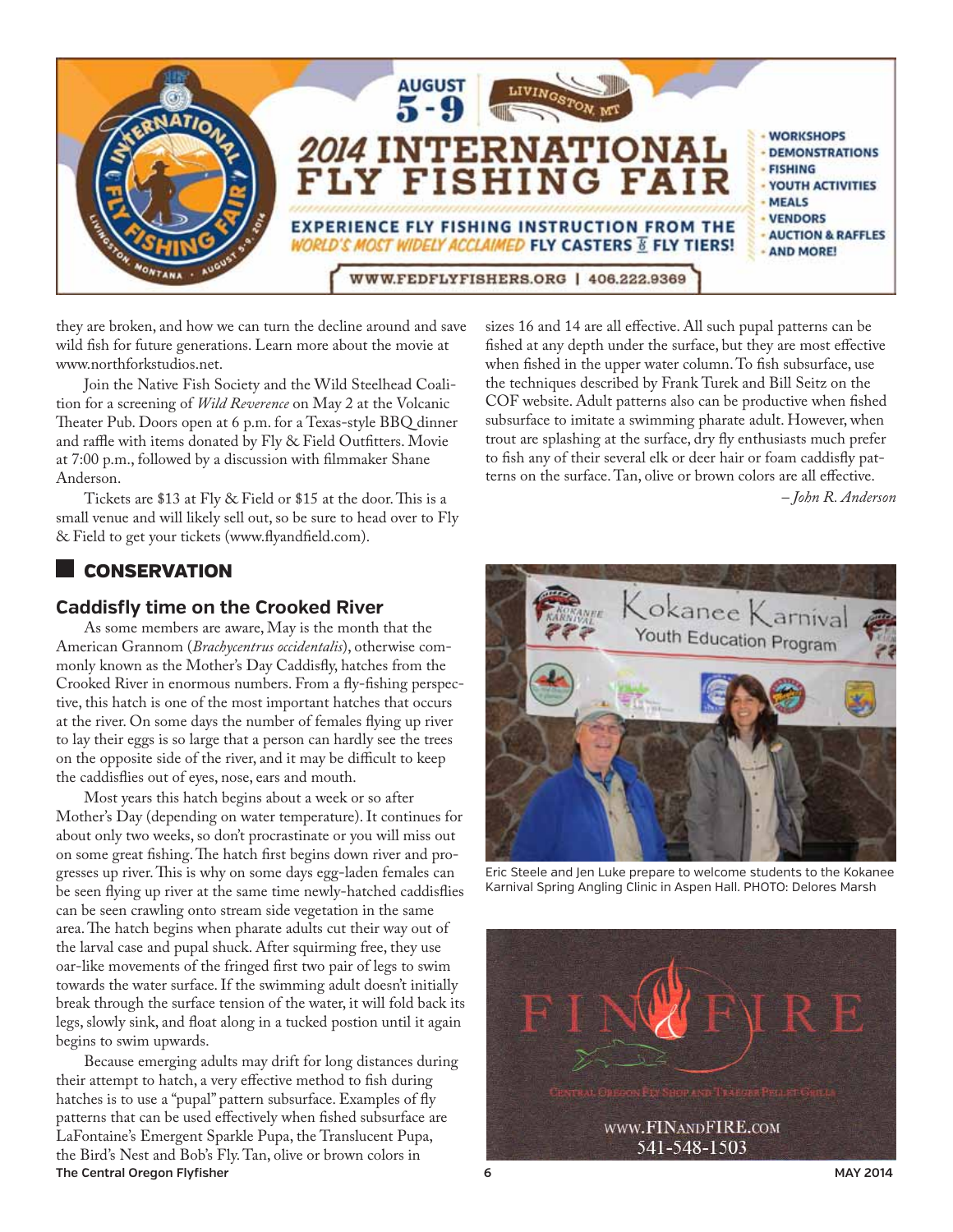they are broken, and how we can turn the decline around and save wild fish for future generations. Learn more about the movie at www.northforkstudios.net.

Join the Native Fish Society and the Wild Steelhead Coalition for a screening of *Wild Reverence* on May 2 at the Volcanic Theater Pub. Doors open at 6 p.m. for a Texas-style BBQ dinner and raffle with items donated by Fly & Field Outfitters. Movie at 7:00 p.m., followed by a discussion with filmmaker Shane Anderson.

Tickets are $13 at Fly & Field or $15 at the door. This is a small venue and will likely sell out, so be sure to head over to Fly & Field to get your tickets (www.flyandfield.com).

## CONSERVATION

### Caddisfly time on the Crooked River

As some members are aware, May is the month that the American Grannom (*Brachycentrus occidentalis*), otherwise commonly known as the Mother's Day Caddisfly, hatches from the Crooked River in enormous numbers. From a fly-fishing perspective, this hatch is one of the most important hatches that occurs at the river. On some days the number of females flying up river to lay their eggs is so large that a person can hardly see the trees on the opposite side of the river, and it may be difficult to keep the caddisflies out of eyes, nose, ears and mouth.

Most years this hatch begins about a week or so after Mother's Day (depending on water temperature). It continues for about only two weeks, so don't procrastinate or you will miss out on some great fishing. The hatch first begins down river and progresses up river. This is why on some days egg-laden females can be seen flying up river at the same time newly-hatched caddisflies can be seen crawling onto stream side vegetation in the same area. The hatch begins when pharate adults cut their way out of the larval case and pupal shuck. After squirming free, they use oar-like movements of the fringed first two pair of legs to swim towards the water surface. If the swimming adult doesn't initially break through the surface tension of the water, it will fold back its legs, slowly sink, and float along in a tucked postion until it again begins to swim upwards.

Because emerging adults may drift for long distances during their attempt to hatch, a very effective method to fish during hatches is to use a "pupal" pattern subsurface. Examples of fly patterns that can be used effectively when fished subsurface are LaFontaine's Emergent Sparkle Pupa, the Translucent Pupa, the Bird's Nest and Bob's Fly. Tan, olive or brown colors in sizes 16 and 14 are all effective. All such pupal patterns can be fished at any depth under the surface, but they are most effective when fished in the upper water column. To fish subsurface, use the techniques described by Frank Turek and Bill Seitz on the COF website. Adult patterns also can be productive when fished subsurface to imitate a swimming pharate adult. However, when trout are splashing at the surface, dry fly enthusiasts much prefer to fish any of their several elk or deer hair or foam caddisfly patterns on the surface. Tan, olive or brown colors are all effective.

*– John R. Anderson*

Eric Steele and Jen Luke prepare to welcome students to the Kokanee Karnival Spring Angling Clinic in Aspen Hall. PHOTO: Delores Marsh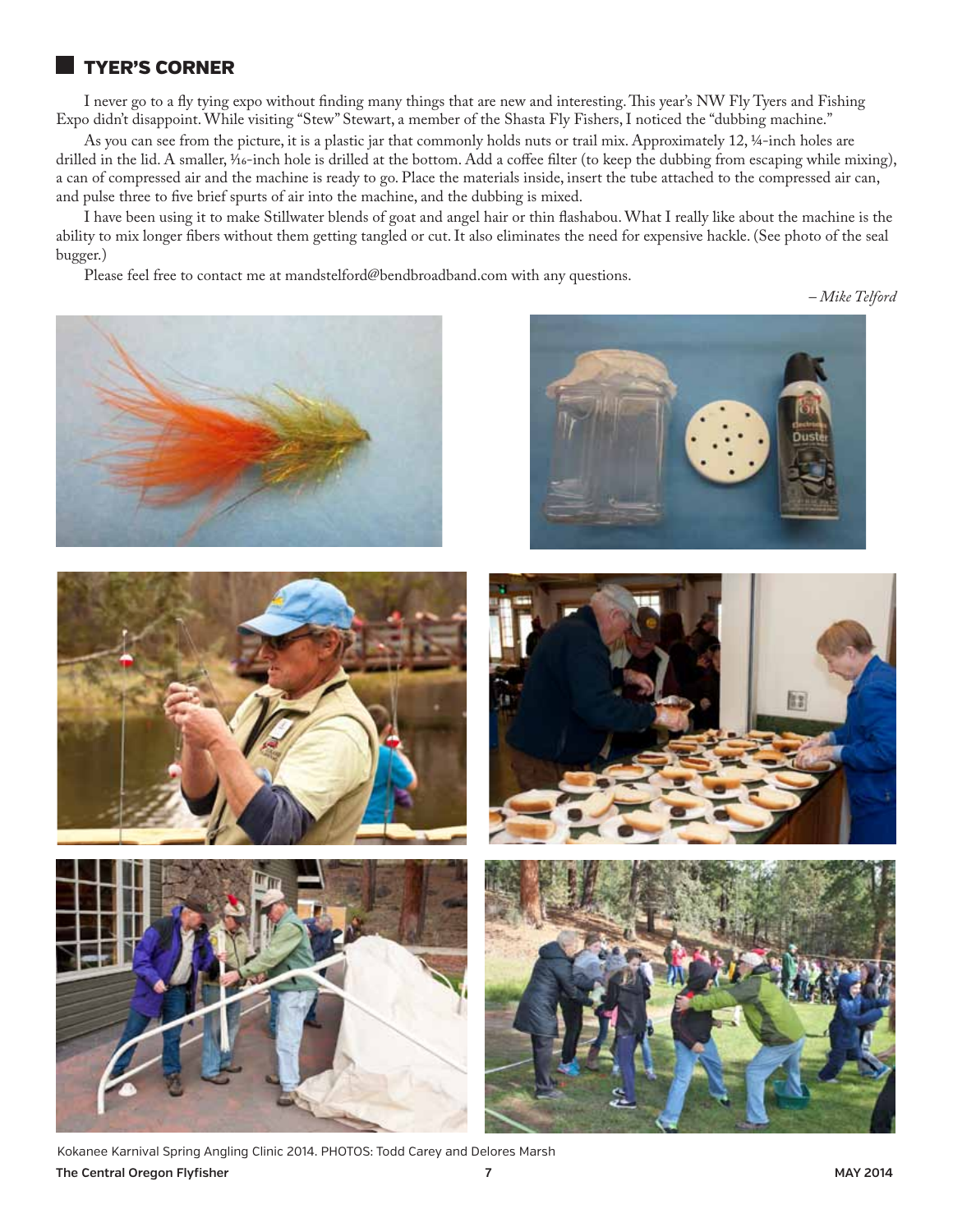## TYER'S CORNER

I never go to a fly tying expo without finding many things that are new and interesting. This year's NW Fly Tyers and Fishing Expo didn't disappoint. While visiting "Stew" Stewart, a member of the Shasta Fly Fishers, I noticed the "dubbing machine."

As you can see from the picture, it is a plastic jar that commonly holds nuts or trail mix. Approximately 12, ¼-inch holes are drilled in the lid. A smaller, 1/16-inch hole is drilled at the bottom. Add a coffee filter (to keep the dubbing from escaping while mixing), a can of compressed air and the machine is ready to go. Place the materials inside, insert the tube attached to the compressed air can, and pulse three to five brief spurts of air into the machine, and the dubbing is mixed.

I have been using it to make Stillwater blends of goat and angel hair or thin flashabou. What I really like about the machine is the ability to mix longer fibers without them getting tangled or cut. It also eliminates the need for expensive hackle. (See photo of the seal bugger.)

Please feel free to contact me at mandstelford@bendbroadband.com with any questions.

*– Mike Telford*

Kokanee Karnival Spring Angling Clinic 2014. PHOTOS: Todd Carey and Delores Marsh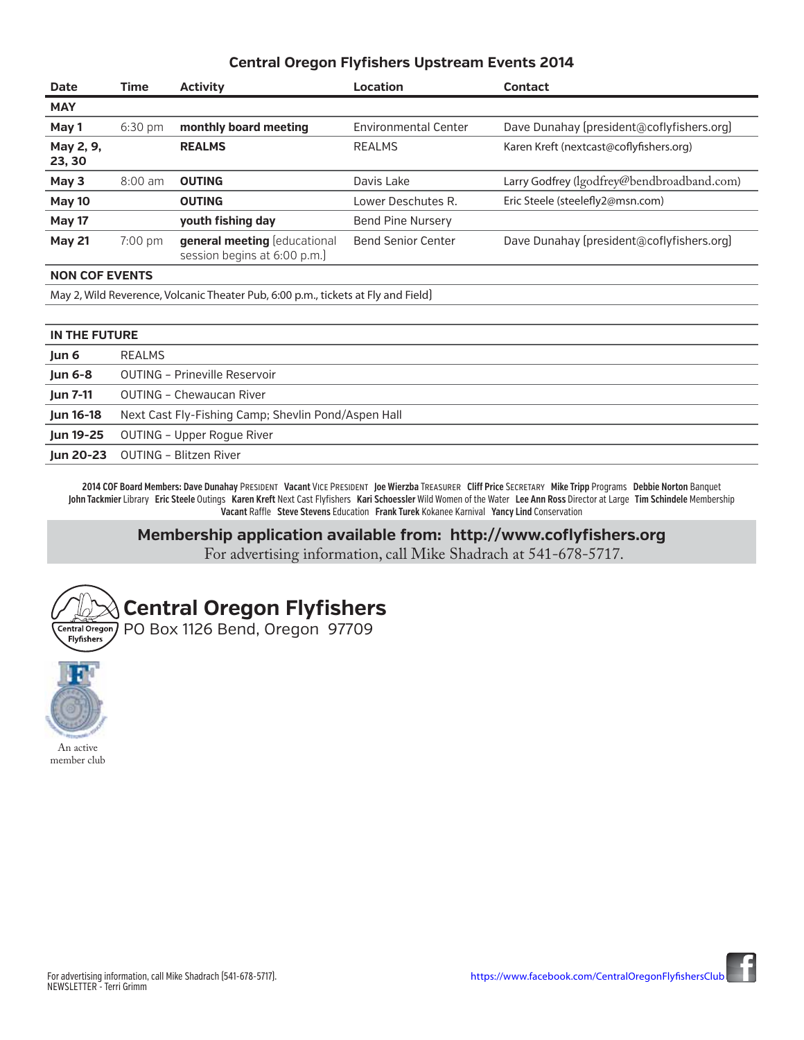## Central Oregon Flyfishers Upstream Events 2014

| Date | Time | Activity | Location | Contact |
|---|---|---|---|---|
| **MAY** | | | | |
| **May 1** | 6:30 pm | **monthly board meeting** | Environmental Center | Dave Dunahay [president@coflyfishers.org] |
| **May 2, 9, 23, 30** | | **REALMS** | REALMS | Karen Kreft (nextcast@coflyfishers.org) |
| **May 3** | 8:00 am | **OUTING** | Davis Lake | Larry Godfrey (lgodfrey@bendbroadband.com) |
| **May 10** | | **OUTING** | Lower Deschutes R. | Eric Steele (steelefly2@msn.com) |
| **May 17** | | **youth fishing day** | Bend Pine Nursery | |
| **May 21** | 7:00 pm | **general meeting** [educational session begins at 6:00 p.m.] | Bend Senior Center | Dave Dunahay [president@coflyfishers.org] |
| **NON COF EVENTS** | | | | |
| May 2, Wild Reverence, Volcanic Theater Pub, 6:00 p.m., tickets at Fly and Field] | | | | |

| **IN THE FUTURE** | |
|---|---|
| **Jun 6** | REALMS |
| **Jun 6-8** | OUTING – Prineville Reservoir |
| **Jun 7-11** | OUTING – Chewaucan River |
| **Jun 16-18** | Next Cast Fly-Fishing Camp; Shevlin Pond/Aspen Hall |
| **Jun 19-25** | OUTING – Upper Rogue River |
| **Jun 20-23** | OUTING – Blitzen River |

**2014 COF Board Members: Dave Dunahay** President **Vacant** Vice President **Joe Wierzba** Treasurer **Cliff Price** Secretary **Mike Tripp** Programs **Debbie Norton** Banquet **John Tackmier** Library **Eric Steele** Outings **Karen Kreft** Next Cast Flyfishers **Kari Schoessler** Wild Women of the Water **Lee Ann Ross** Director at Large **Tim Schindele** Membership **Vacant** Raffle **Steve Stevens** Education **Frank Turek** Kokanee Karnival **Yancy Lind** Conservation

**Membership application available from: http://www.coflyfishers.org**

For advertising information, call Mike Shadrach at 541-678-5717.

**Central Oregon Flyfishers**

PO Box 1126 Bend, Oregon 97709

An active member club

For advertising information, call Mike Shadrach (541-678-5717).
NEWSLETTER - Terri Grimm

https://www.facebook.com/CentralOregonFlyfishersClub